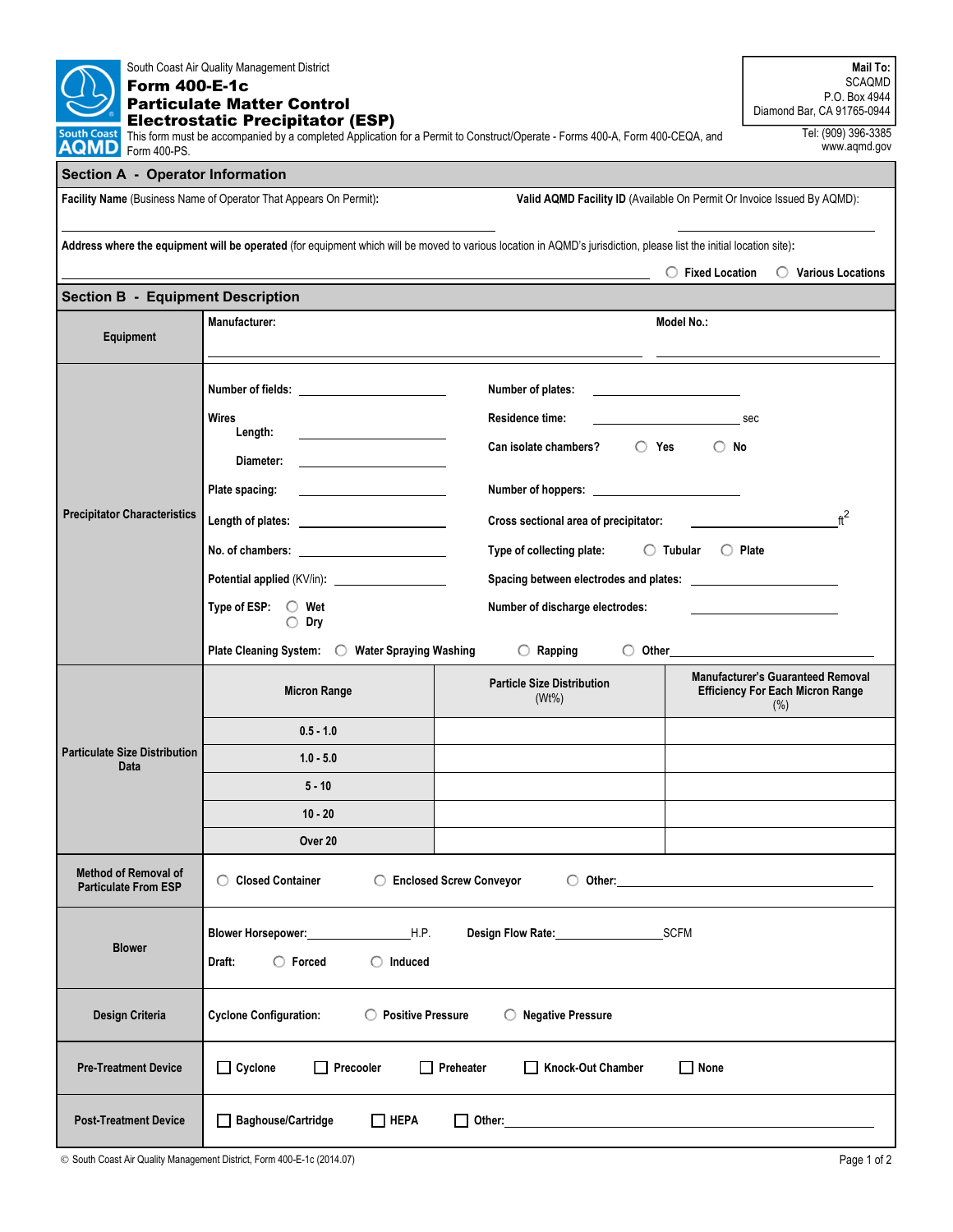South Coast Air Quality Management District

# Form 400-E-1c
# Particulate Matter Control
# Electrostatic Precipitator (ESP)

This form must be accompanied by a completed Application for a Permit to Construct/Operate - Forms 400-A, Form 400-CEQA, and Form 400-PS.

**Mail To:**
SCAQMD
P.O. Box 4944
Diamond Bar, CA 91765-0944

Tel: (909) 396-3385
www.aqmd.gov

## Section A - Operator Information

**Facility Name** (Business Name of Operator That Appears On Permit): ______________________

**Valid AQMD Facility ID** (Available On Permit Or Invoice Issued By AQMD): ______________________

**Address where the equipment will be operated** (for equipment which will be moved to various location in AQMD's jurisdiction, please list the initial location site): ______________________

○ Fixed Location ○ Various Locations

## Section B - Equipment Description

**Equipment**

**Manufacturer:** ______________________ **Model No.:** ______________________

**Precipitator Characteristics**

- **Number of fields:** ______________________
- **Number of plates:** ______________________
- **Wires**
  - **Length:** ______________________
  - **Diameter:** ______________________
- **Residence time:** ______________________ sec
- **Can isolate chambers?** ○ Yes ○ No
- **Plate spacing:** ______________________
- **Number of hoppers:** ______________________
- **Length of plates:** ______________________
- **Cross sectional area of precipitator:** ______________________ $ft^2$
- **No. of chambers:** ______________________
- **Type of collecting plate:** ○ Tubular ○ Plate
- **Potential applied** (KV/in): ______________________
- **Spacing between electrodes and plates:** ______________________
- **Type of ESP:** ○ Wet ○ Dry
- **Number of discharge electrodes:** ______________________
- **Plate Cleaning System:** ○ Water Spraying Washing ○ Rapping ○ Other: ______________________

**Particulate Size Distribution Data**

| Micron Range | Particle Size Distribution (Wt%) | Manufacturer's Guaranteed Removal Efficiency For Each Micron Range (%) |
|---|---|---|
| 0.5 - 1.0 | | |
| 1.0 - 5.0 | | |
| 5 - 10 | | |
| 10 - 20 | | |
| Over 20 | | |

**Method of Removal of Particulate From ESP**

○ Closed Container ○ Enclosed Screw Conveyor ○ Other: ______________________

**Blower**

**Blower Horsepower:** ______________ H.P. **Design Flow Rate:** ______________ SCFM

**Draft:** ○ Forced ○ Induced

**Design Criteria**

**Cyclone Configuration:** ○ Positive Pressure ○ Negative Pressure

**Pre-Treatment Device**

☐ Cyclone ☐ Precooler ☐ Preheater ☐ Knock-Out Chamber ☐ None

**Post-Treatment Device**

☐ Baghouse/Cartridge ☐ HEPA ☐ Other: ______________________

© South Coast Air Quality Management District, Form 400-E-1c (2014.07)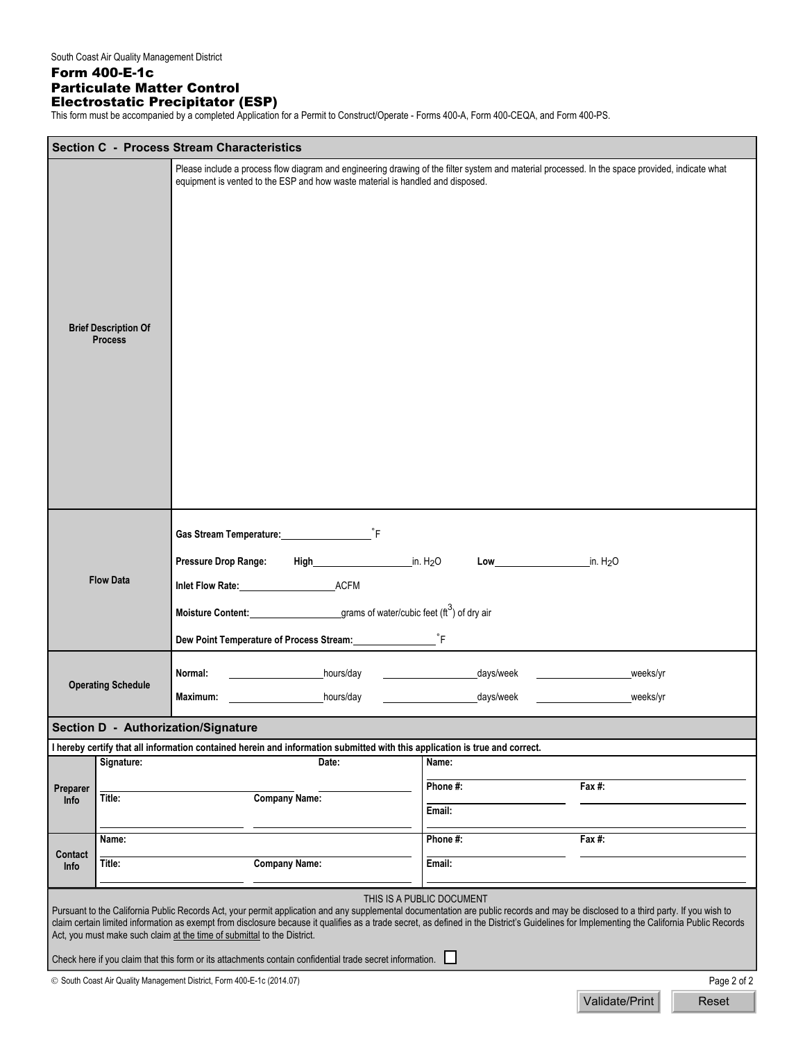South Coast Air Quality Management District

# Form 400-E-1c
# Particulate Matter Control
# Electrostatic Precipitator (ESP)

This form must be accompanied by a completed Application for a Permit to Construct/Operate - Forms 400-A, Form 400-CEQA, and Form 400-PS.

## Section C - Process Stream Characteristics

| | |
|---|---|
| **Brief Description Of Process** | Please include a process flow diagram and engineering drawing of the filter system and material processed. In the space provided, indicate what equipment is vented to the ESP and how waste material is handled and disposed. |
| **Flow Data** | **Gas Stream Temperature:** ________ ˚F<br>**Pressure Drop Range:** **High** ________ in. $H_2O$ **Low** ________ in. $H_2O$<br>**Inlet Flow Rate:** ________ ACFM<br>**Moisture Content:** ________ grams of water/cubic feet ($ft^3$) of dry air<br>**Dew Point Temperature of Process Stream:** ________ ˚F |
| **Operating Schedule** | **Normal:** ________ hours/day ________ days/week ________ weeks/yr<br>**Maximum:** ________ hours/day ________ days/week ________ weeks/yr |

## Section D - Authorization/Signature

**I hereby certify that all information contained herein and information submitted with this application is true and correct.**

| | | |
|---|---|---|
| **Preparer Info** | **Signature:** ________ **Date:** ________<br>**Title:** ________ **Company Name:** ________ | **Name:** ________<br>**Phone #:** ________ **Fax #:** ________<br>**Email:** ________ |
| **Contact Info** | **Name:** ________<br>**Title:** ________ **Company Name:** ________ | **Phone #:** ________ **Fax #:** ________<br>**Email:** ________ |

THIS IS A PUBLIC DOCUMENT

Pursuant to the California Public Records Act, your permit application and any supplemental documentation are public records and may be disclosed to a third party. If you wish to claim certain limited information as exempt from disclosure because it qualifies as a trade secret, as defined in the District's Guidelines for Implementing the California Public Records Act, you must make such claim at the time of submittal to the District.

Check here if you claim that this form or its attachments contain confidential trade secret information. ☐

© South Coast Air Quality Management District, Form 400-E-1c (2014.07)